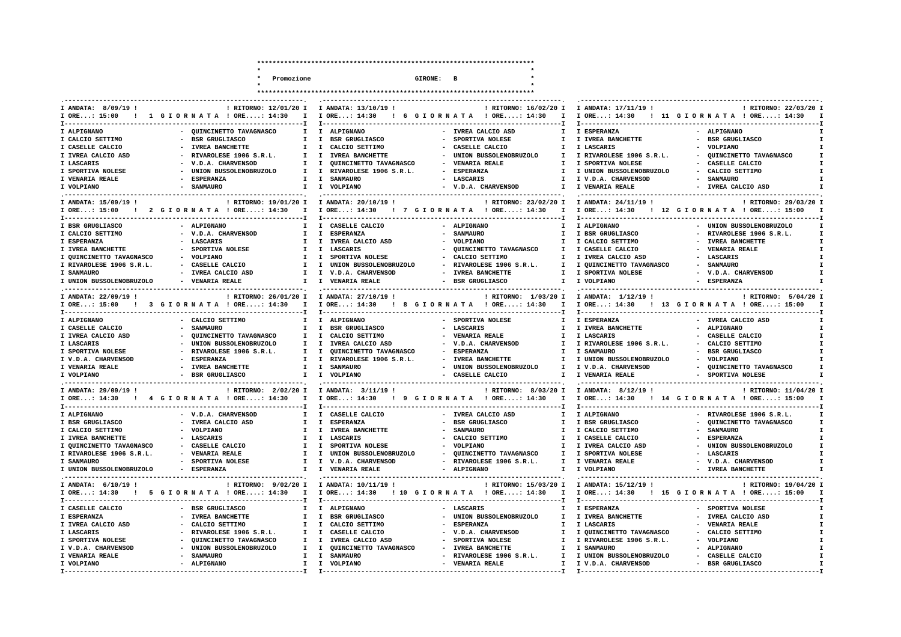# Promozione — GIRONE: B

## 1 GIORNATA
ANDATA: 8/09/19 — ORE...: 15:00 | RITORNO: 12/01/20 — ORE....: 14:30

| Casa | Ospite |
|---|---|
| ALPIGNANO | QUINCINETTO TAVAGNASCO |
| CALCIO SETTIMO | BSR GRUGLIASCO |
| CASELLE CALCIO | IVREA BANCHETTE |
| IVREA CALCIO ASD | RIVAROLESE 1906 S.R.L. |
| LASCARIS | V.D.A. CHARVENSOD |
| SPORTIVA NOLESE | UNION BUSSOLENOBRUZOLO |
| VENARIA REALE | ESPERANZA |
| VOLPIANO | SANMAURO |

## 2 GIORNATA
ANDATA: 15/09/19 — ORE...: 15:00 | RITORNO: 19/01/20 — ORE....: 14:30

| Casa | Ospite |
|---|---|
| BSR GRUGLIASCO | ALPIGNANO |
| CALCIO SETTIMO | V.D.A. CHARVENSOD |
| ESPERANZA | LASCARIS |
| IVREA BANCHETTE | SPORTIVA NOLESE |
| QUINCINETTO TAVAGNASCO | VOLPIANO |
| RIVAROLESE 1906 S.R.L. | CASELLE CALCIO |
| SANMAURO | IVREA CALCIO ASD |
| UNION BUSSOLENOBRUZOLO | VENARIA REALE |

## 3 GIORNATA
ANDATA: 22/09/19 — ORE...: 15:00 | RITORNO: 26/01/20 — ORE....: 14:30

| Casa | Ospite |
|---|---|
| ALPIGNANO | CALCIO SETTIMO |
| CASELLE CALCIO | SANMAURO |
| IVREA CALCIO ASD | QUINCINETTO TAVAGNASCO |
| LASCARIS | UNION BUSSOLENOBRUZOLO |
| SPORTIVA NOLESE | RIVAROLESE 1906 S.R.L. |
| V.D.A. CHARVENSOD | ESPERANZA |
| VENARIA REALE | IVREA BANCHETTE |
| VOLPIANO | BSR GRUGLIASCO |

## 4 GIORNATA
ANDATA: 29/09/19 — ORE...: 14:30 | RITORNO: 2/02/20 — ORE....: 14:30

| Casa | Ospite |
|---|---|
| ALPIGNANO | V.D.A. CHARVENSOD |
| BSR GRUGLIASCO | IVREA CALCIO ASD |
| CALCIO SETTIMO | VOLPIANO |
| IVREA BANCHETTE | LASCARIS |
| QUINCINETTO TAVAGNASCO | CASELLE CALCIO |
| RIVAROLESE 1906 S.R.L. | VENARIA REALE |
| SANMAURO | SPORTIVA NOLESE |
| UNION BUSSOLENOBRUZOLO | ESPERANZA |

## 5 GIORNATA
ANDATA: 6/10/19 — ORE...: 14:30 | RITORNO: 9/02/20 — ORE....: 14:30

| Casa | Ospite |
|---|---|
| CASELLE CALCIO | BSR GRUGLIASCO |
| ESPERANZA | IVREA BANCHETTE |
| IVREA CALCIO ASD | CALCIO SETTIMO |
| LASCARIS | RIVAROLESE 1906 S.R.L. |
| SPORTIVA NOLESE | QUINCINETTO TAVAGNASCO |
| V.D.A. CHARVENSOD | UNION BUSSOLENOBRUZOLO |
| VENARIA REALE | SANMAURO |
| VOLPIANO | ALPIGNANO |

## 6 GIORNATA
ANDATA: 13/10/19 — ORE...: 14:30 | RITORNO: 16/02/20 — ORE....: 14:30

| Casa | Ospite |
|---|---|
| ALPIGNANO | IVREA CALCIO ASD |
| BSR GRUGLIASCO | SPORTIVA NOLESE |
| CALCIO SETTIMO | CASELLE CALCIO |
| IVREA BANCHETTE | UNION BUSSOLENOBRUZOLO |
| QUINCINETTO TAVAGNASCO | VENARIA REALE |
| RIVAROLESE 1906 S.R.L. | ESPERANZA |
| SANMAURO | LASCARIS |
| VOLPIANO | V.D.A. CHARVENSOD |

## 7 GIORNATA
ANDATA: 20/10/19 — ORE...: 14:30 | RITORNO: 23/02/20 — ORE....: 14:30

| Casa | Ospite |
|---|---|
| CASELLE CALCIO | ALPIGNANO |
| ESPERANZA | SANMAURO |
| IVREA CALCIO ASD | VOLPIANO |
| LASCARIS | QUINCINETTO TAVAGNASCO |
| SPORTIVA NOLESE | CALCIO SETTIMO |
| UNION BUSSOLENOBRUZOLO | RIVAROLESE 1906 S.R.L. |
| V.D.A. CHARVENSOD | IVREA BANCHETTE |
| VENARIA REALE | BSR GRUGLIASCO |

## 8 GIORNATA
ANDATA: 27/10/19 — ORE...: 14:30 | RITORNO: 1/03/20 — ORE....: 14:30

| Casa | Ospite |
|---|---|
| ALPIGNANO | SPORTIVA NOLESE |
| BSR GRUGLIASCO | LASCARIS |
| CALCIO SETTIMO | VENARIA REALE |
| IVREA CALCIO ASD | V.D.A. CHARVENSOD |
| QUINCINETTO TAVAGNASCO | ESPERANZA |
| RIVAROLESE 1906 S.R.L. | IVREA BANCHETTE |
| SANMAURO | UNION BUSSOLENOBRUZOLO |
| VOLPIANO | CASELLE CALCIO |

## 9 GIORNATA
ANDATA: 3/11/19 — ORE...: 14:30 | RITORNO: 8/03/20 — ORE....: 14:30

| Casa | Ospite |
|---|---|
| CASELLE CALCIO | IVREA CALCIO ASD |
| ESPERANZA | BSR GRUGLIASCO |
| IVREA BANCHETTE | SANMAURO |
| LASCARIS | CALCIO SETTIMO |
| SPORTIVA NOLESE | VOLPIANO |
| UNION BUSSOLENOBRUZOLO | QUINCINETTO TAVAGNASCO |
| V.D.A. CHARVENSOD | RIVAROLESE 1906 S.R.L. |
| VENARIA REALE | ALPIGNANO |

## 10 GIORNATA
ANDATA: 10/11/19 — ORE...: 14:30 | RITORNO: 15/03/20 — ORE....: 14:30

| Casa | Ospite |
|---|---|
| ALPIGNANO | LASCARIS |
| BSR GRUGLIASCO | UNION BUSSOLENOBRUZOLO |
| CALCIO SETTIMO | ESPERANZA |
| CASELLE CALCIO | V.D.A. CHARVENSOD |
| IVREA CALCIO ASD | SPORTIVA NOLESE |
| QUINCINETTO TAVAGNASCO | IVREA BANCHETTE |
| SANMAURO | RIVAROLESE 1906 S.R.L. |
| VOLPIANO | VENARIA REALE |

## 11 GIORNATA
ANDATA: 17/11/19 — ORE...: 14:30 | RITORNO: 22/03/20 — ORE....: 14:30

| Casa | Ospite |
|---|---|
| ESPERANZA | ALPIGNANO |
| IVREA BANCHETTE | BSR GRUGLIASCO |
| LASCARIS | VOLPIANO |
| RIVAROLESE 1906 S.R.L. | QUINCINETTO TAVAGNASCO |
| SPORTIVA NOLESE | CASELLE CALCIO |
| UNION BUSSOLENOBRUZOLO | CALCIO SETTIMO |
| V.D.A. CHARVENSOD | SANMAURO |
| VENARIA REALE | IVREA CALCIO ASD |

## 12 GIORNATA
ANDATA: 24/11/19 — ORE...: 14:30 | RITORNO: 29/03/20 — ORE....: 15:00

| Casa | Ospite |
|---|---|
| ALPIGNANO | UNION BUSSOLENOBRUZOLO |
| BSR GRUGLIASCO | RIVAROLESE 1906 S.R.L. |
| CALCIO SETTIMO | IVREA BANCHETTE |
| CASELLE CALCIO | VENARIA REALE |
| IVREA CALCIO ASD | LASCARIS |
| QUINCINETTO TAVAGNASCO | SANMAURO |
| SPORTIVA NOLESE | V.D.A. CHARVENSOD |
| VOLPIANO | ESPERANZA |

## 13 GIORNATA
ANDATA: 1/12/19 — ORE...: 14:30 | RITORNO: 5/04/20 — ORE....: 15:00

| Casa | Ospite |
|---|---|
| ESPERANZA | IVREA CALCIO ASD |
| IVREA BANCHETTE | ALPIGNANO |
| LASCARIS | CASELLE CALCIO |
| RIVAROLESE 1906 S.R.L. | CALCIO SETTIMO |
| SANMAURO | BSR GRUGLIASCO |
| UNION BUSSOLENOBRUZOLO | VOLPIANO |
| V.D.A. CHARVENSOD | QUINCINETTO TAVAGNASCO |
| VENARIA REALE | SPORTIVA NOLESE |

## 14 GIORNATA
ANDATA: 8/12/19 — ORE...: 14:30 | RITORNO: 11/04/20 — ORE....: 15:00

| Casa | Ospite |
|---|---|
| ALPIGNANO | RIVAROLESE 1906 S.R.L. |
| BSR GRUGLIASCO | QUINCINETTO TAVAGNASCO |
| CALCIO SETTIMO | SANMAURO |
| CASELLE CALCIO | ESPERANZA |
| IVREA CALCIO ASD | UNION BUSSOLENOBRUZOLO |
| SPORTIVA NOLESE | LASCARIS |
| VENARIA REALE | V.D.A. CHARVENSOD |
| VOLPIANO | IVREA BANCHETTE |

## 15 GIORNATA
ANDATA: 15/12/19 — ORE...: 14:30 | RITORNO: 19/04/20 — ORE....: 15:00

| Casa | Ospite |
|---|---|
| ESPERANZA | SPORTIVA NOLESE |
| IVREA BANCHETTE | IVREA CALCIO ASD |
| LASCARIS | VENARIA REALE |
| QUINCINETTO TAVAGNASCO | CALCIO SETTIMO |
| RIVAROLESE 1906 S.R.L. | VOLPIANO |
| SANMAURO | ALPIGNANO |
| UNION BUSSOLENOBRUZOLO | CASELLE CALCIO |
| V.D.A. CHARVENSOD | BSR GRUGLIASCO |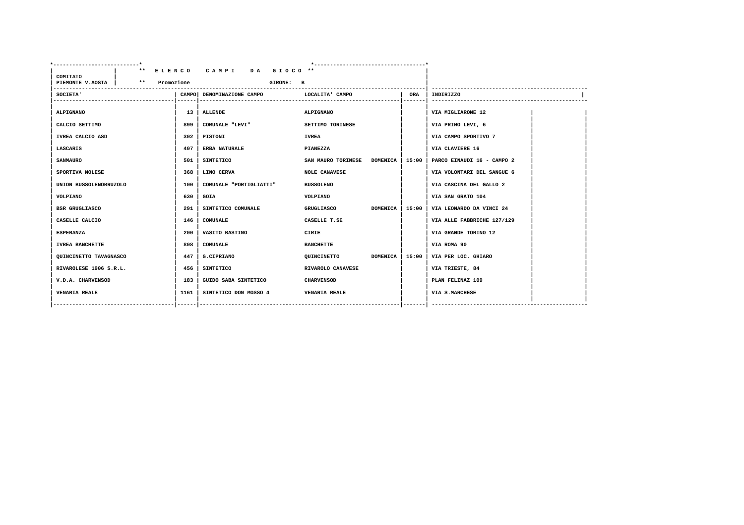** E L E N C O   C A M P I   D A   G I O C O **

COMITATO
PIEMONTE V.AOSTA ** Promozione GIRONE: B

| SOCIETA' | CAMPO | DENOMINAZIONE CAMPO | LOCALITA' CAMPO | | ORA | INDIRIZZO |
|---|---|---|---|---|---|---|
| ALPIGNANO | 13 | ALLENDE | ALPIGNANO | | | VIA MIGLIARONE 12 |
| CALCIO SETTIMO | 899 | COMUNALE "LEVI" | SETTIMO TORINESE | | | VIA PRIMO LEVI, 6 |
| IVREA CALCIO ASD | 302 | PISTONI | IVREA | | | VIA CAMPO SPORTIVO 7 |
| LASCARIS | 407 | ERBA NATURALE | PIANEZZA | | | VIA CLAVIERE 16 |
| SANMAURO | 501 | SINTETICO | SAN MAURO TORINESE | DOMENICA | 15:00 | PARCO EINAUDI 16 - CAMPO 2 |
| SPORTIVA NOLESE | 368 | LINO CERVA | NOLE CANAVESE | | | VIA VOLONTARI DEL SANGUE 6 |
| UNION BUSSOLENOBRUZOLO | 100 | COMUNALE "PORTIGLIATTI" | BUSSOLENO | | | VIA CASCINA DEL GALLO 2 |
| VOLPIANO | 630 | GOIA | VOLPIANO | | | VIA SAN GRATO 104 |
| BSR GRUGLIASCO | 291 | SINTETICO COMUNALE | GRUGLIASCO | DOMENICA | 15:00 | VIA LEONARDO DA VINCI 24 |
| CASELLE CALCIO | 146 | COMUNALE | CASELLE T.SE | | | VIA ALLE FABBRICHE 127/129 |
| ESPERANZA | 200 | VASITO BASTINO | CIRIE | | | VIA GRANDE TORINO 12 |
| IVREA BANCHETTE | 808 | COMUNALE | BANCHETTE | | | VIA ROMA 90 |
| QUINCINETTO TAVAGNASCO | 447 | G.CIPRIANO | QUINCINETTO | DOMENICA | 15:00 | VIA PER LOC. GHIARO |
| RIVAROLESE 1906 S.R.L. | 456 | SINTETICO | RIVAROLO CANAVESE | | | VIA TRIESTE, 84 |
| V.D.A. CHARVENSOD | 183 | GUIDO SABA SINTETICO | CHARVENSOD | | | PLAN FELINAZ 109 |
| VENARIA REALE | 1161 | SINTETICO DON MOSSO 4 | VENARIA REALE | | | VIA S.MARCHESE |